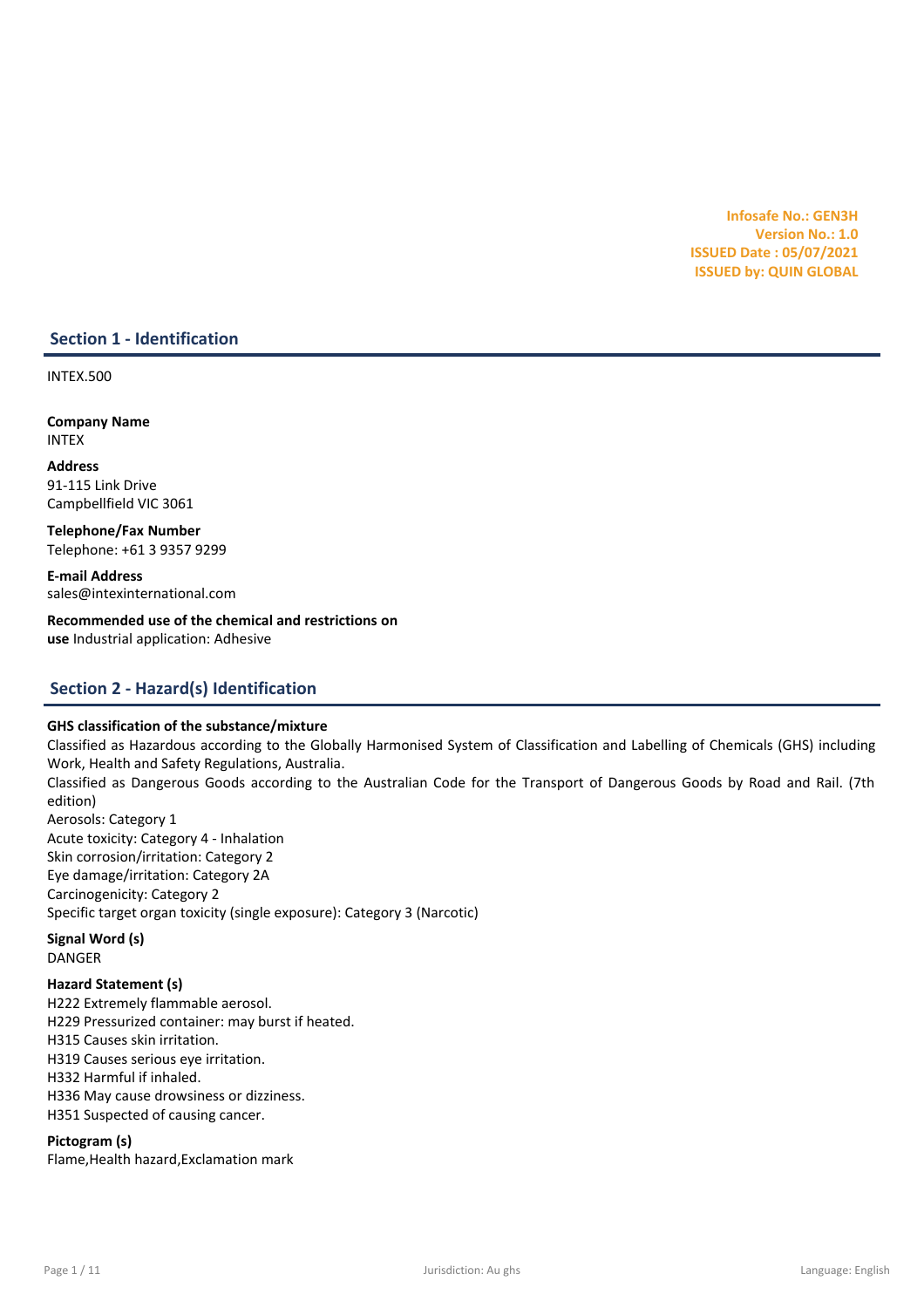**Infosafe No.: GEN3H**
**Version No.: 1.0**
**ISSUED Date : 05/07/2021**
**ISSUED by: QUIN GLOBAL**

## Section 1 - Identification

INTEX.500

**Company Name**
INTEX

**Address**
91-115 Link Drive
Campbellfield VIC 3061

**Telephone/Fax Number**
Telephone: +61 3 9357 9299

**E-mail Address**
sales@intexinternational.com

**Recommended use of the chemical and restrictions on use** Industrial application: Adhesive

## Section 2 - Hazard(s) Identification

**GHS classification of the substance/mixture**
Classified as Hazardous according to the Globally Harmonised System of Classification and Labelling of Chemicals (GHS) including Work, Health and Safety Regulations, Australia.
Classified as Dangerous Goods according to the Australian Code for the Transport of Dangerous Goods by Road and Rail. (7th edition)
Aerosols: Category 1
Acute toxicity: Category 4 - Inhalation
Skin corrosion/irritation: Category 2
Eye damage/irritation: Category 2A
Carcinogenicity: Category 2
Specific target organ toxicity (single exposure): Category 3 (Narcotic)

**Signal Word (s)**
DANGER

**Hazard Statement (s)**
H222 Extremely flammable aerosol.
H229 Pressurized container: may burst if heated.
H315 Causes skin irritation.
H319 Causes serious eye irritation.
H332 Harmful if inhaled.
H336 May cause drowsiness or dizziness.
H351 Suspected of causing cancer.

**Pictogram (s)**
Flame,Health hazard,Exclamation mark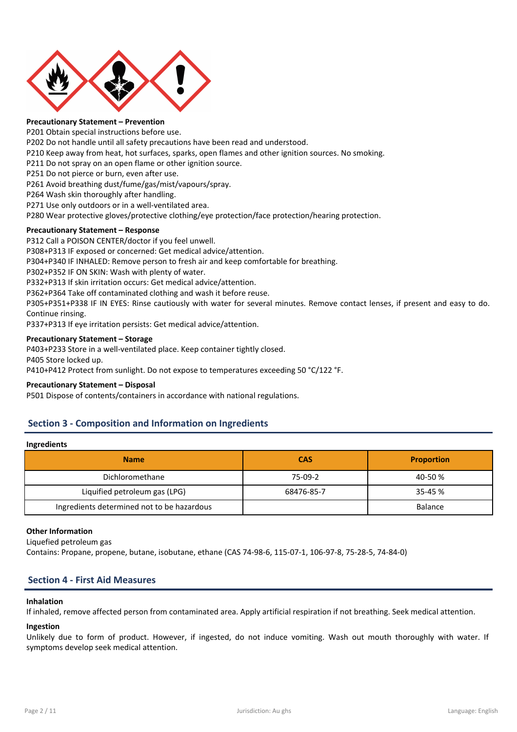**Precautionary Statement – Prevention**

P201 Obtain special instructions before use.
P202 Do not handle until all safety precautions have been read and understood.
P210 Keep away from heat, hot surfaces, sparks, open flames and other ignition sources. No smoking.
P211 Do not spray on an open flame or other ignition source.
P251 Do not pierce or burn, even after use.
P261 Avoid breathing dust/fume/gas/mist/vapours/spray.
P264 Wash skin thoroughly after handling.
P271 Use only outdoors or in a well-ventilated area.
P280 Wear protective gloves/protective clothing/eye protection/face protection/hearing protection.

**Precautionary Statement – Response**

P312 Call a POISON CENTER/doctor if you feel unwell.
P308+P313 IF exposed or concerned: Get medical advice/attention.
P304+P340 IF INHALED: Remove person to fresh air and keep comfortable for breathing.
P302+P352 IF ON SKIN: Wash with plenty of water.
P332+P313 If skin irritation occurs: Get medical advice/attention.
P362+P364 Take off contaminated clothing and wash it before reuse.
P305+P351+P338 IF IN EYES: Rinse cautiously with water for several minutes. Remove contact lenses, if present and easy to do. Continue rinsing.
P337+P313 If eye irritation persists: Get medical advice/attention.

**Precautionary Statement – Storage**

P403+P233 Store in a well-ventilated place. Keep container tightly closed.
P405 Store locked up.
P410+P412 Protect from sunlight. Do not expose to temperatures exceeding 50 °C/122 °F.

**Precautionary Statement – Disposal**

P501 Dispose of contents/containers in accordance with national regulations.

## Section 3 - Composition and Information on Ingredients

**Ingredients**

| Name | CAS | Proportion |
|---|---|---|
| Dichloromethane | 75-09-2 | 40-50 % |
| Liquified petroleum gas (LPG) | 68476-85-7 | 35-45 % |
| Ingredients determined not to be hazardous | | Balance |

**Other Information**

Liquefied petroleum gas
Contains: Propane, propene, butane, isobutane, ethane (CAS 74-98-6, 115-07-1, 106-97-8, 75-28-5, 74-84-0)

## Section 4 - First Aid Measures

**Inhalation**

If inhaled, remove affected person from contaminated area. Apply artificial respiration if not breathing. Seek medical attention.

**Ingestion**

Unlikely due to form of product. However, if ingested, do not induce vomiting. Wash out mouth thoroughly with water. If symptoms develop seek medical attention.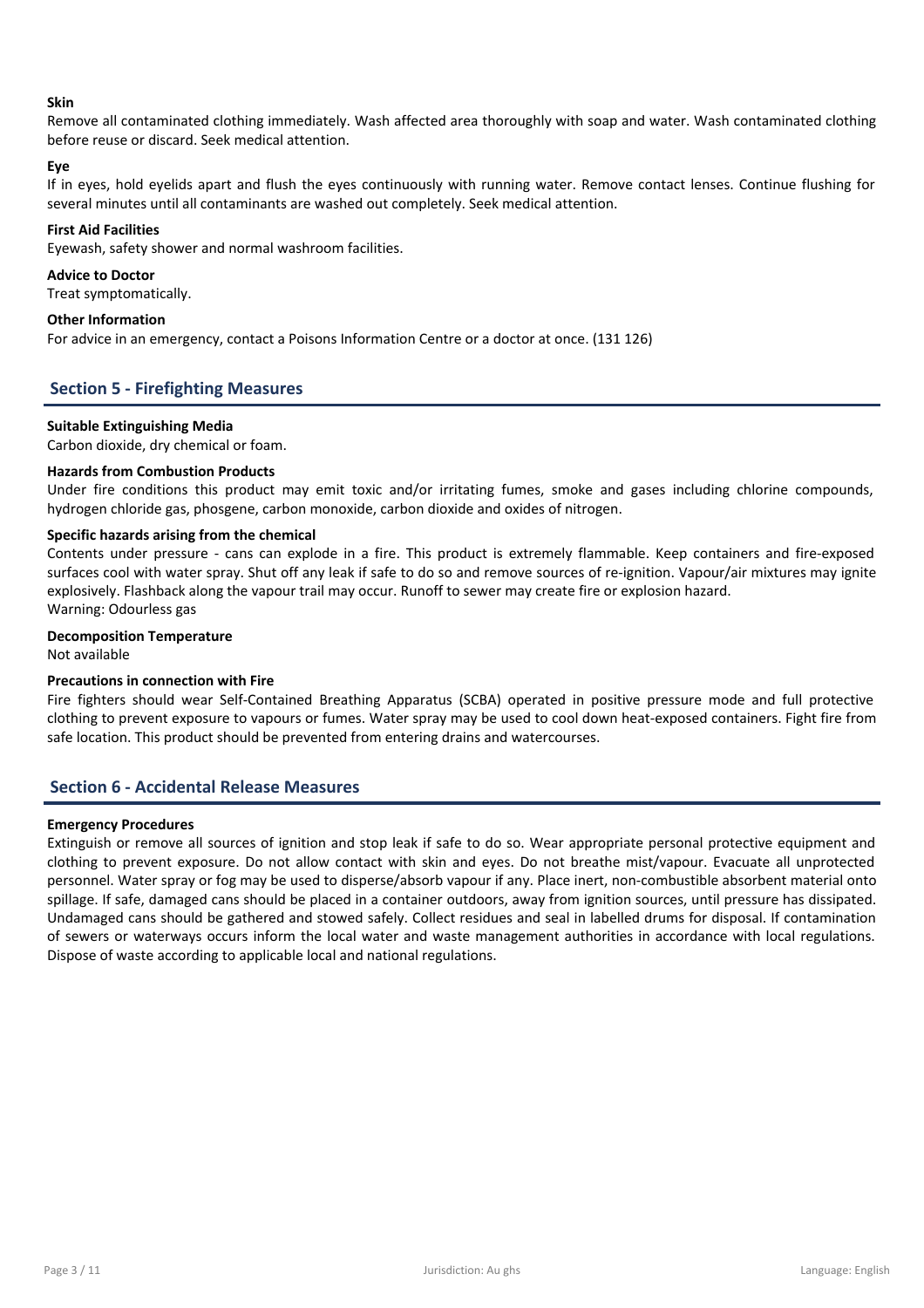**Skin**

Remove all contaminated clothing immediately. Wash affected area thoroughly with soap and water. Wash contaminated clothing before reuse or discard. Seek medical attention.

**Eye**

If in eyes, hold eyelids apart and flush the eyes continuously with running water. Remove contact lenses. Continue flushing for several minutes until all contaminants are washed out completely. Seek medical attention.

**First Aid Facilities**

Eyewash, safety shower and normal washroom facilities.

**Advice to Doctor**

Treat symptomatically.

**Other Information**

For advice in an emergency, contact a Poisons Information Centre or a doctor at once. (131 126)

## Section 5 - Firefighting Measures

**Suitable Extinguishing Media**

Carbon dioxide, dry chemical or foam.

**Hazards from Combustion Products**

Under fire conditions this product may emit toxic and/or irritating fumes, smoke and gases including chlorine compounds, hydrogen chloride gas, phosgene, carbon monoxide, carbon dioxide and oxides of nitrogen.

**Specific hazards arising from the chemical**

Contents under pressure - cans can explode in a fire. This product is extremely flammable. Keep containers and fire-exposed surfaces cool with water spray. Shut off any leak if safe to do so and remove sources of re-ignition. Vapour/air mixtures may ignite explosively. Flashback along the vapour trail may occur. Runoff to sewer may create fire or explosion hazard.
Warning: Odourless gas

**Decomposition Temperature**

Not available

**Precautions in connection with Fire**

Fire fighters should wear Self-Contained Breathing Apparatus (SCBA) operated in positive pressure mode and full protective clothing to prevent exposure to vapours or fumes. Water spray may be used to cool down heat-exposed containers. Fight fire from safe location. This product should be prevented from entering drains and watercourses.

## Section 6 - Accidental Release Measures

**Emergency Procedures**

Extinguish or remove all sources of ignition and stop leak if safe to do so. Wear appropriate personal protective equipment and clothing to prevent exposure. Do not allow contact with skin and eyes. Do not breathe mist/vapour. Evacuate all unprotected personnel. Water spray or fog may be used to disperse/absorb vapour if any. Place inert, non-combustible absorbent material onto spillage. If safe, damaged cans should be placed in a container outdoors, away from ignition sources, until pressure has dissipated. Undamaged cans should be gathered and stowed safely. Collect residues and seal in labelled drums for disposal. If contamination of sewers or waterways occurs inform the local water and waste management authorities in accordance with local regulations. Dispose of waste according to applicable local and national regulations.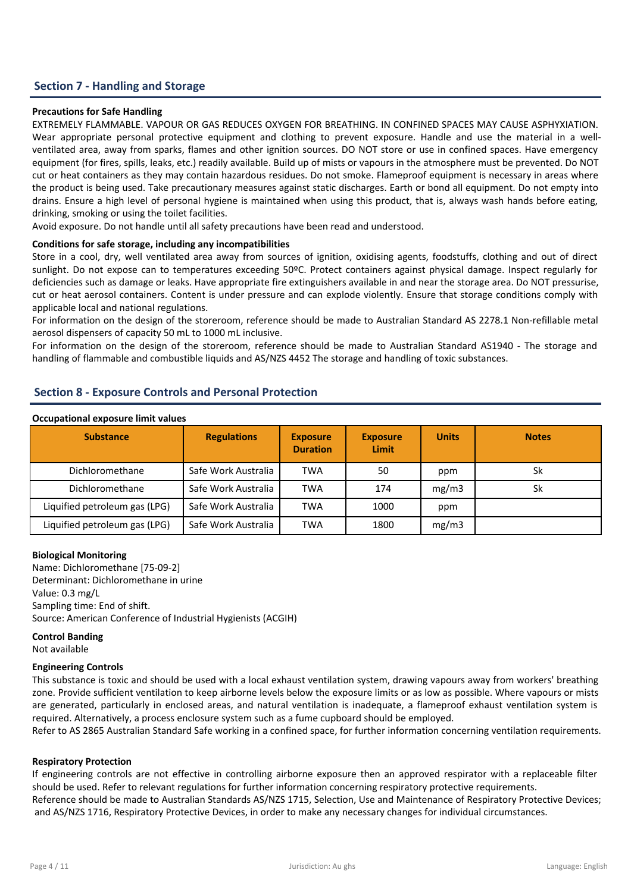## Section 7 - Handling and Storage

**Precautions for Safe Handling**

EXTREMELY FLAMMABLE. VAPOUR OR GAS REDUCES OXYGEN FOR BREATHING. IN CONFINED SPACES MAY CAUSE ASPHYXIATION. Wear appropriate personal protective equipment and clothing to prevent exposure. Handle and use the material in a well-ventilated area, away from sparks, flames and other ignition sources. DO NOT store or use in confined spaces. Have emergency equipment (for fires, spills, leaks, etc.) readily available. Build up of mists or vapours in the atmosphere must be prevented. Do NOT cut or heat containers as they may contain hazardous residues. Do not smoke. Flameproof equipment is necessary in areas where the product is being used. Take precautionary measures against static discharges. Earth or bond all equipment. Do not empty into drains. Ensure a high level of personal hygiene is maintained when using this product, that is, always wash hands before eating, drinking, smoking or using the toilet facilities.

Avoid exposure. Do not handle until all safety precautions have been read and understood.

**Conditions for safe storage, including any incompatibilities**

Store in a cool, dry, well ventilated area away from sources of ignition, oxidising agents, foodstuffs, clothing and out of direct sunlight. Do not expose can to temperatures exceeding 50ºC. Protect containers against physical damage. Inspect regularly for deficiencies such as damage or leaks. Have appropriate fire extinguishers available in and near the storage area. Do NOT pressurise, cut or heat aerosol containers. Content is under pressure and can explode violently. Ensure that storage conditions comply with applicable local and national regulations.

For information on the design of the storeroom, reference should be made to Australian Standard AS 2278.1 Non-refillable metal aerosol dispensers of capacity 50 mL to 1000 mL inclusive.

For information on the design of the storeroom, reference should be made to Australian Standard AS1940 - The storage and handling of flammable and combustible liquids and AS/NZS 4452 The storage and handling of toxic substances.

## Section 8 - Exposure Controls and Personal Protection

**Occupational exposure limit values**

| Substance | Regulations | Exposure Duration | Exposure Limit | Units | Notes |
|---|---|---|---|---|---|
| Dichloromethane | Safe Work Australia | TWA | 50 | ppm | Sk |
| Dichloromethane | Safe Work Australia | TWA | 174 | mg/m3 | Sk |
| Liquified petroleum gas (LPG) | Safe Work Australia | TWA | 1000 | ppm | |
| Liquified petroleum gas (LPG) | Safe Work Australia | TWA | 1800 | mg/m3 | |

**Biological Monitoring**

Name: Dichloromethane [75-09-2]
Determinant: Dichloromethane in urine
Value: 0.3 mg/L
Sampling time: End of shift.
Source: American Conference of Industrial Hygienists (ACGIH)

**Control Banding**

Not available

**Engineering Controls**

This substance is toxic and should be used with a local exhaust ventilation system, drawing vapours away from workers' breathing zone. Provide sufficient ventilation to keep airborne levels below the exposure limits or as low as possible. Where vapours or mists are generated, particularly in enclosed areas, and natural ventilation is inadequate, a flameproof exhaust ventilation system is required. Alternatively, a process enclosure system such as a fume cupboard should be employed.

Refer to AS 2865 Australian Standard Safe working in a confined space, for further information concerning ventilation requirements.

**Respiratory Protection**

If engineering controls are not effective in controlling airborne exposure then an approved respirator with a replaceable filter should be used. Refer to relevant regulations for further information concerning respiratory protective requirements.

Reference should be made to Australian Standards AS/NZS 1715, Selection, Use and Maintenance of Respiratory Protective Devices; and AS/NZS 1716, Respiratory Protective Devices, in order to make any necessary changes for individual circumstances.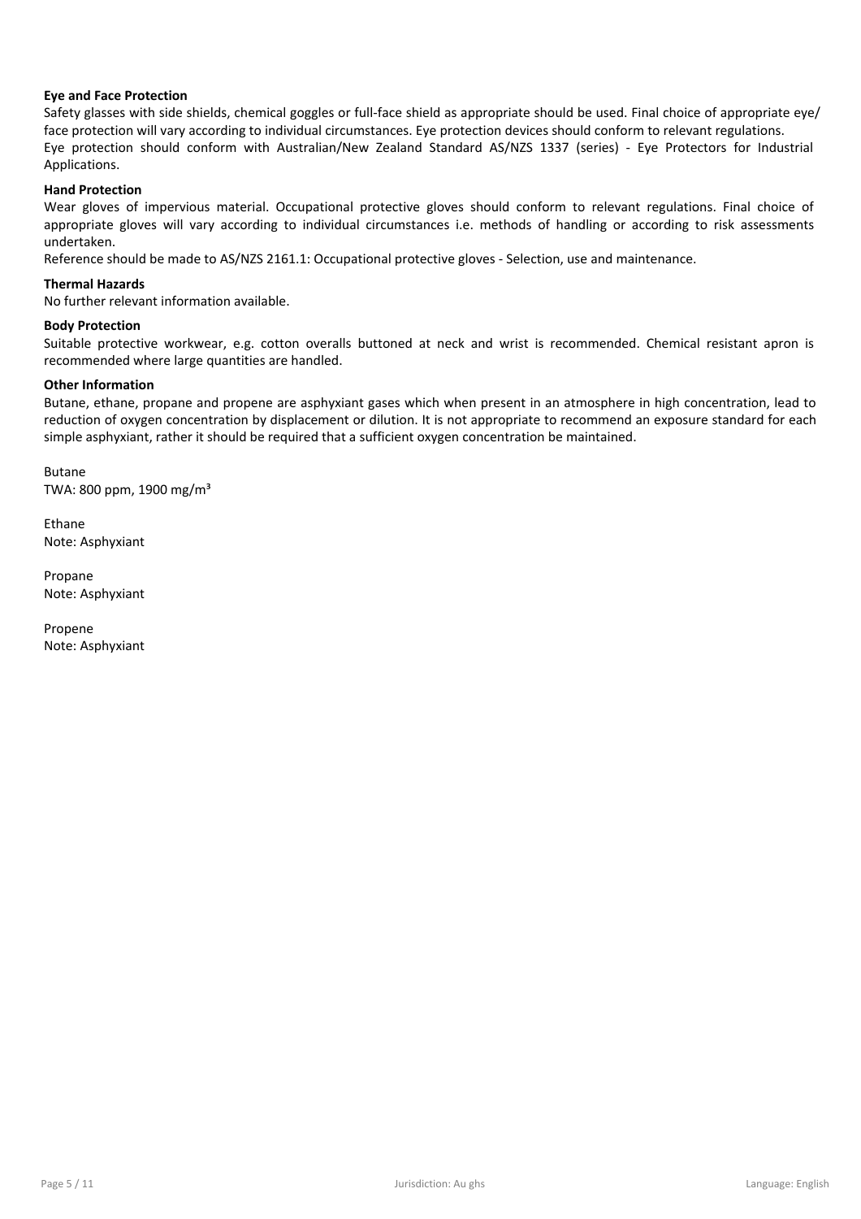**Eye and Face Protection**

Safety glasses with side shields, chemical goggles or full-face shield as appropriate should be used. Final choice of appropriate eye/ face protection will vary according to individual circumstances. Eye protection devices should conform to relevant regulations.
Eye protection should conform with Australian/New Zealand Standard AS/NZS 1337 (series) - Eye Protectors for Industrial Applications.

**Hand Protection**

Wear gloves of impervious material. Occupational protective gloves should conform to relevant regulations. Final choice of appropriate gloves will vary according to individual circumstances i.e. methods of handling or according to risk assessments undertaken.
Reference should be made to AS/NZS 2161.1: Occupational protective gloves - Selection, use and maintenance.

**Thermal Hazards**

No further relevant information available.

**Body Protection**

Suitable protective workwear, e.g. cotton overalls buttoned at neck and wrist is recommended. Chemical resistant apron is recommended where large quantities are handled.

**Other Information**

Butane, ethane, propane and propene are asphyxiant gases which when present in an atmosphere in high concentration, lead to reduction of oxygen concentration by displacement or dilution. It is not appropriate to recommend an exposure standard for each simple asphyxiant, rather it should be required that a sufficient oxygen concentration be maintained.

Butane
TWA: 800 ppm, 1900 mg/m³

Ethane
Note: Asphyxiant

Propane
Note: Asphyxiant

Propene
Note: Asphyxiant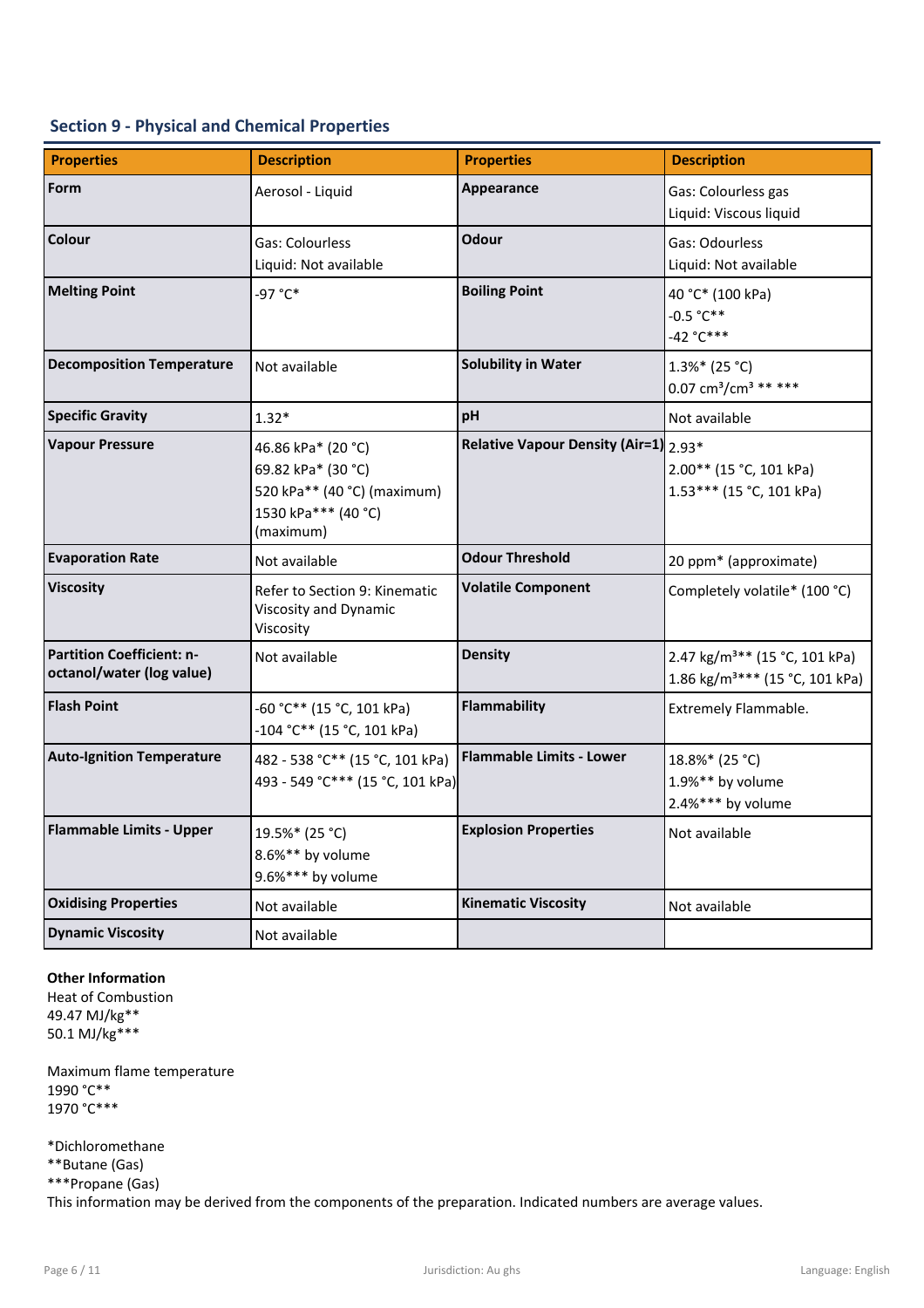## Section 9 - Physical and Chemical Properties

| Properties | Description | Properties | Description |
|---|---|---|---|
| **Form** | Aerosol - Liquid | **Appearance** | Gas: Colourless gas<br>Liquid: Viscous liquid |
| **Colour** | Gas: Colourless<br>Liquid: Not available | **Odour** | Gas: Odourless<br>Liquid: Not available |
| **Melting Point** | -97 °C* | **Boiling Point** | 40 °C* (100 kPa)<br>-0.5 °C**<br>-42 °C*** |
| **Decomposition Temperature** | Not available | **Solubility in Water** | 1.3%* (25 °C)<br>0.07 $cm^3/cm^3$ ** *** |
| **Specific Gravity** | 1.32* | **pH** | Not available |
| **Vapour Pressure** | 46.86 kPa* (20 °C)<br>69.82 kPa* (30 °C)<br>520 kPa** (40 °C) (maximum)<br>1530 kPa*** (40 °C) (maximum) | **Relative Vapour Density (Air=1)** | 2.93*<br>2.00** (15 °C, 101 kPa)<br>1.53*** (15 °C, 101 kPa) |
| **Evaporation Rate** | Not available | **Odour Threshold** | 20 ppm* (approximate) |
| **Viscosity** | Refer to Section 9: Kinematic Viscosity and Dynamic Viscosity | **Volatile Component** | Completely volatile* (100 °C) |
| **Partition Coefficient: n-octanol/water (log value)** | Not available | **Density** | 2.47 $kg/m^3$** (15 °C, 101 kPa)<br>1.86 $kg/m^3$*** (15 °C, 101 kPa) |
| **Flash Point** | -60 °C** (15 °C, 101 kPa)<br>-104 °C** (15 °C, 101 kPa) | **Flammability** | Extremely Flammable. |
| **Auto-Ignition Temperature** | 482 - 538 °C** (15 °C, 101 kPa)<br>493 - 549 °C*** (15 °C, 101 kPa) | **Flammable Limits - Lower** | 18.8%* (25 °C)<br>1.9%** by volume<br>2.4%*** by volume |
| **Flammable Limits - Upper** | 19.5%* (25 °C)<br>8.6%** by volume<br>9.6%*** by volume | **Explosion Properties** | Not available |
| **Oxidising Properties** | Not available | **Kinematic Viscosity** | Not available |
| **Dynamic Viscosity** | Not available | | |

**Other Information**
Heat of Combustion
49.47 MJ/kg**
50.1 MJ/kg***

Maximum flame temperature
1990 °C**
1970 °C***

*Dichloromethane
**Butane (Gas)
***Propane (Gas)
This information may be derived from the components of the preparation. Indicated numbers are average values.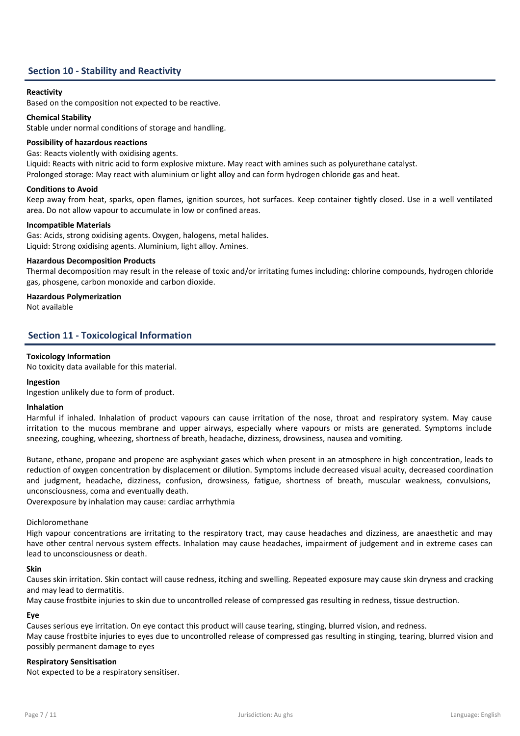## Section 10 - Stability and Reactivity

**Reactivity**

Based on the composition not expected to be reactive.

**Chemical Stability**

Stable under normal conditions of storage and handling.

**Possibility of hazardous reactions**

Gas: Reacts violently with oxidising agents.

Liquid: Reacts with nitric acid to form explosive mixture. May react with amines such as polyurethane catalyst.

Prolonged storage: May react with aluminium or light alloy and can form hydrogen chloride gas and heat.

**Conditions to Avoid**

Keep away from heat, sparks, open flames, ignition sources, hot surfaces. Keep container tightly closed. Use in a well ventilated area. Do not allow vapour to accumulate in low or confined areas.

**Incompatible Materials**

Gas: Acids, strong oxidising agents. Oxygen, halogens, metal halides.

Liquid: Strong oxidising agents. Aluminium, light alloy. Amines.

**Hazardous Decomposition Products**

Thermal decomposition may result in the release of toxic and/or irritating fumes including: chlorine compounds, hydrogen chloride gas, phosgene, carbon monoxide and carbon dioxide.

**Hazardous Polymerization**

Not available

## Section 11 - Toxicological Information

**Toxicology Information**

No toxicity data available for this material.

**Ingestion**

Ingestion unlikely due to form of product.

**Inhalation**

Harmful if inhaled. Inhalation of product vapours can cause irritation of the nose, throat and respiratory system. May cause irritation to the mucous membrane and upper airways, especially where vapours or mists are generated. Symptoms include sneezing, coughing, wheezing, shortness of breath, headache, dizziness, drowsiness, nausea and vomiting.

Butane, ethane, propane and propene are asphyxiant gases which when present in an atmosphere in high concentration, leads to reduction of oxygen concentration by displacement or dilution. Symptoms include decreased visual acuity, decreased coordination and judgment, headache, dizziness, confusion, drowsiness, fatigue, shortness of breath, muscular weakness, convulsions, unconsciousness, coma and eventually death.

Overexposure by inhalation may cause: cardiac arrhythmia

Dichloromethane

High vapour concentrations are irritating to the respiratory tract, may cause headaches and dizziness, are anaesthetic and may have other central nervous system effects. Inhalation may cause headaches, impairment of judgement and in extreme cases can lead to unconsciousness or death.

**Skin**

Causes skin irritation. Skin contact will cause redness, itching and swelling. Repeated exposure may cause skin dryness and cracking and may lead to dermatitis.

May cause frostbite injuries to skin due to uncontrolled release of compressed gas resulting in redness, tissue destruction.

**Eye**

Causes serious eye irritation. On eye contact this product will cause tearing, stinging, blurred vision, and redness.

May cause frostbite injuries to eyes due to uncontrolled release of compressed gas resulting in stinging, tearing, blurred vision and possibly permanent damage to eyes

**Respiratory Sensitisation**

Not expected to be a respiratory sensitiser.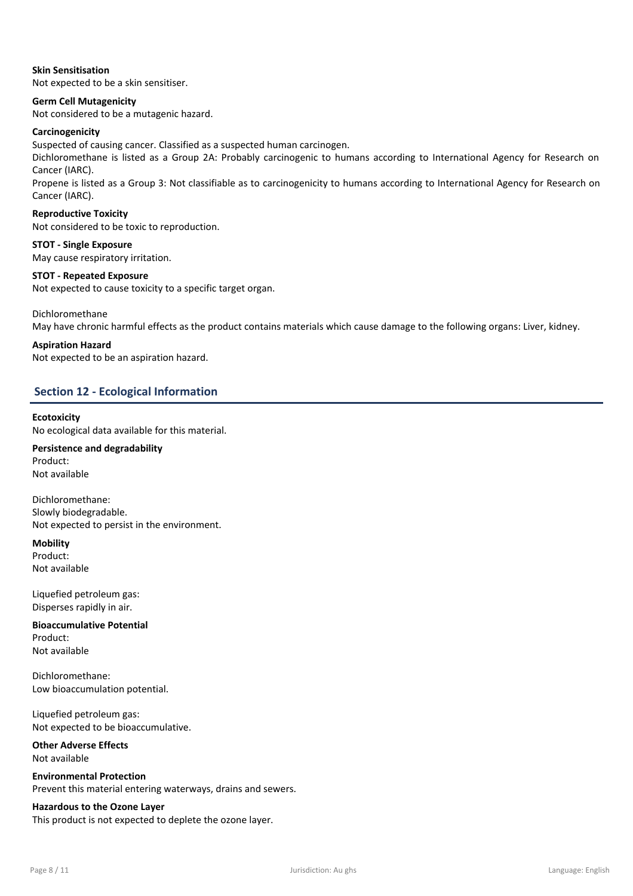**Skin Sensitisation**

Not expected to be a skin sensitiser.

**Germ Cell Mutagenicity**

Not considered to be a mutagenic hazard.

**Carcinogenicity**

Suspected of causing cancer. Classified as a suspected human carcinogen.

Dichloromethane is listed as a Group 2A: Probably carcinogenic to humans according to International Agency for Research on Cancer (IARC).

Propene is listed as a Group 3: Not classifiable as to carcinogenicity to humans according to International Agency for Research on Cancer (IARC).

**Reproductive Toxicity**

Not considered to be toxic to reproduction.

**STOT - Single Exposure**

May cause respiratory irritation.

**STOT - Repeated Exposure**

Not expected to cause toxicity to a specific target organ.

Dichloromethane

May have chronic harmful effects as the product contains materials which cause damage to the following organs: Liver, kidney.

**Aspiration Hazard**

Not expected to be an aspiration hazard.

## Section 12 - Ecological Information

**Ecotoxicity**

No ecological data available for this material.

**Persistence and degradability**

Product:
Not available

Dichloromethane:
Slowly biodegradable.
Not expected to persist in the environment.

**Mobility**

Product:
Not available

Liquefied petroleum gas:
Disperses rapidly in air.

**Bioaccumulative Potential**

Product:
Not available

Dichloromethane:
Low bioaccumulation potential.

Liquefied petroleum gas:
Not expected to be bioaccumulative.

**Other Adverse Effects**

Not available

**Environmental Protection**

Prevent this material entering waterways, drains and sewers.

**Hazardous to the Ozone Layer**

This product is not expected to deplete the ozone layer.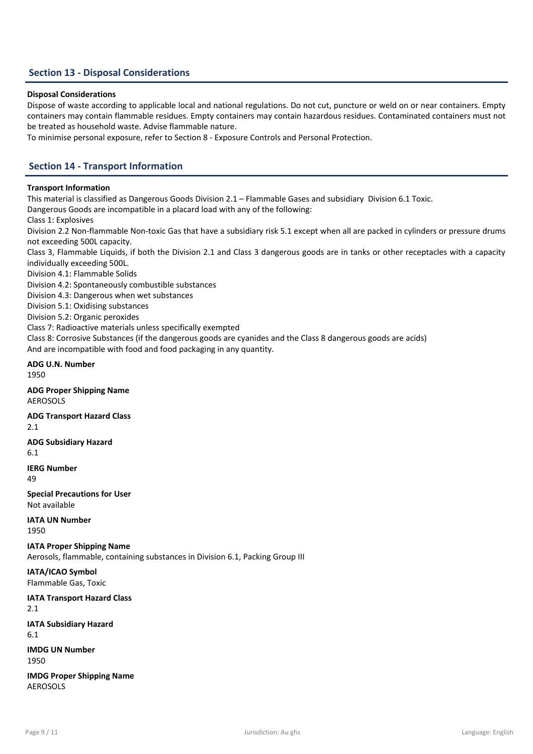## Section 13 - Disposal Considerations

**Disposal Considerations**

Dispose of waste according to applicable local and national regulations. Do not cut, puncture or weld on or near containers. Empty containers may contain flammable residues. Empty containers may contain hazardous residues. Contaminated containers must not be treated as household waste. Advise flammable nature.

To minimise personal exposure, refer to Section 8 - Exposure Controls and Personal Protection.

## Section 14 - Transport Information

**Transport Information**

This material is classified as Dangerous Goods Division 2.1 – Flammable Gases and subsidiary Division 6.1 Toxic.

Dangerous Goods are incompatible in a placard load with any of the following:

Class 1: Explosives

Division 2.2 Non-flammable Non-toxic Gas that have a subsidiary risk 5.1 except when all are packed in cylinders or pressure drums not exceeding 500L capacity.

Class 3, Flammable Liquids, if both the Division 2.1 and Class 3 dangerous goods are in tanks or other receptacles with a capacity individually exceeding 500L.

Division 4.1: Flammable Solids

Division 4.2: Spontaneously combustible substances

Division 4.3: Dangerous when wet substances

Division 5.1: Oxidising substances

Division 5.2: Organic peroxides

Class 7: Radioactive materials unless specifically exempted

Class 8: Corrosive Substances (if the dangerous goods are cyanides and the Class 8 dangerous goods are acids)

And are incompatible with food and food packaging in any quantity.

**ADG U.N. Number**
1950

**ADG Proper Shipping Name**
AEROSOLS

**ADG Transport Hazard Class**
2.1

**ADG Subsidiary Hazard**
6.1

**IERG Number**
49

**Special Precautions for User**
Not available

**IATA UN Number**
1950

**IATA Proper Shipping Name**
Aerosols, flammable, containing substances in Division 6.1, Packing Group III

**IATA/ICAO Symbol**
Flammable Gas, Toxic

**IATA Transport Hazard Class**
2.1

**IATA Subsidiary Hazard**
6.1

**IMDG UN Number**
1950

**IMDG Proper Shipping Name**
AEROSOLS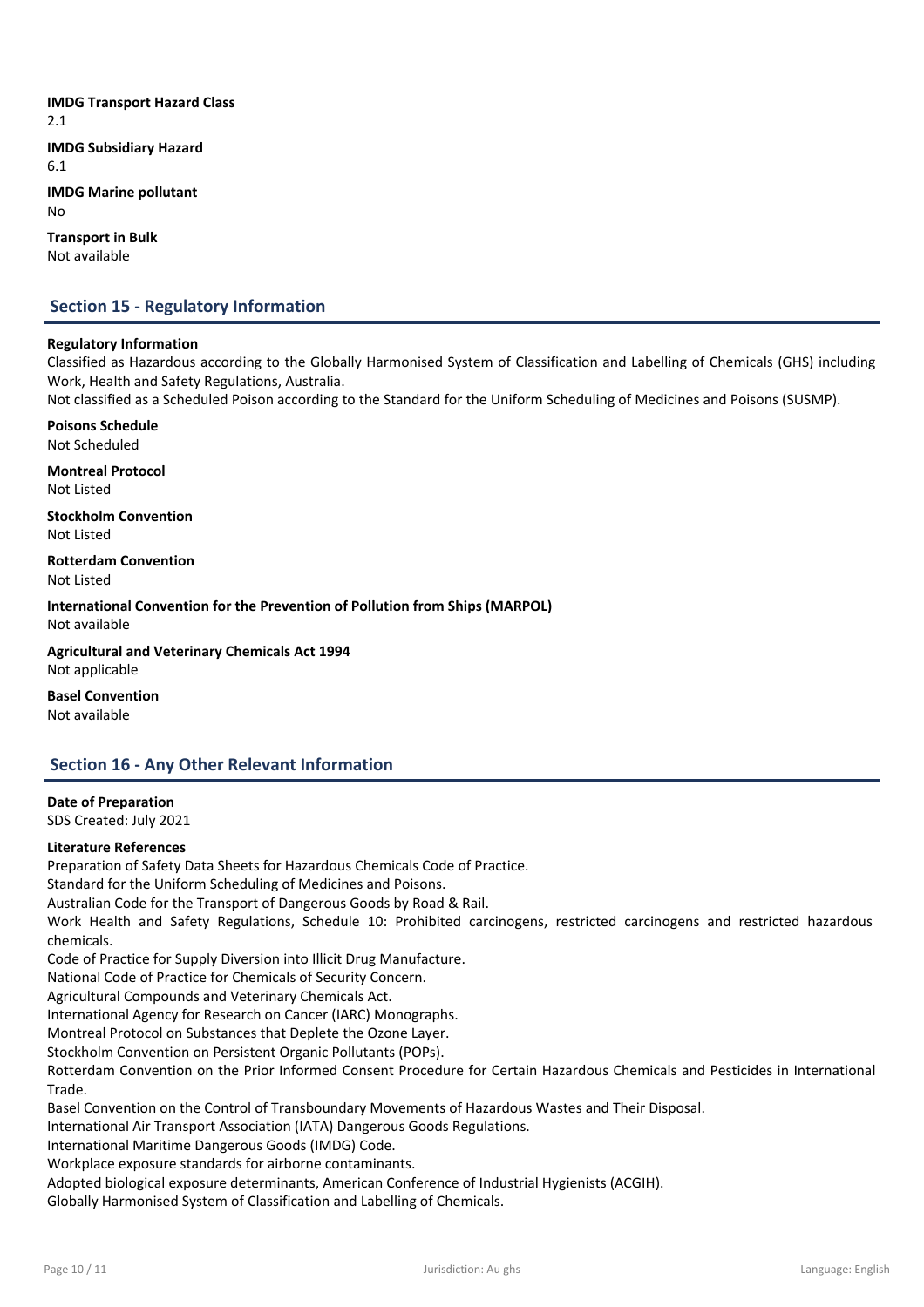**IMDG Transport Hazard Class**
2.1

**IMDG Subsidiary Hazard**
6.1

**IMDG Marine pollutant**
No

**Transport in Bulk**
Not available

## Section 15 - Regulatory Information

**Regulatory Information**
Classified as Hazardous according to the Globally Harmonised System of Classification and Labelling of Chemicals (GHS) including Work, Health and Safety Regulations, Australia.
Not classified as a Scheduled Poison according to the Standard for the Uniform Scheduling of Medicines and Poisons (SUSMP).

**Poisons Schedule**
Not Scheduled

**Montreal Protocol**
Not Listed

**Stockholm Convention**
Not Listed

**Rotterdam Convention**
Not Listed

**International Convention for the Prevention of Pollution from Ships (MARPOL)**
Not available

**Agricultural and Veterinary Chemicals Act 1994**
Not applicable

**Basel Convention**
Not available

## Section 16 - Any Other Relevant Information

**Date of Preparation**
SDS Created: July 2021

**Literature References**
Preparation of Safety Data Sheets for Hazardous Chemicals Code of Practice.
Standard for the Uniform Scheduling of Medicines and Poisons.
Australian Code for the Transport of Dangerous Goods by Road & Rail.
Work Health and Safety Regulations, Schedule 10: Prohibited carcinogens, restricted carcinogens and restricted hazardous chemicals.
Code of Practice for Supply Diversion into Illicit Drug Manufacture.
National Code of Practice for Chemicals of Security Concern.
Agricultural Compounds and Veterinary Chemicals Act.
International Agency for Research on Cancer (IARC) Monographs.
Montreal Protocol on Substances that Deplete the Ozone Layer.
Stockholm Convention on Persistent Organic Pollutants (POPs).
Rotterdam Convention on the Prior Informed Consent Procedure for Certain Hazardous Chemicals and Pesticides in International Trade.
Basel Convention on the Control of Transboundary Movements of Hazardous Wastes and Their Disposal.
International Air Transport Association (IATA) Dangerous Goods Regulations.
International Maritime Dangerous Goods (IMDG) Code.
Workplace exposure standards for airborne contaminants.
Adopted biological exposure determinants, American Conference of Industrial Hygienists (ACGIH).
Globally Harmonised System of Classification and Labelling of Chemicals.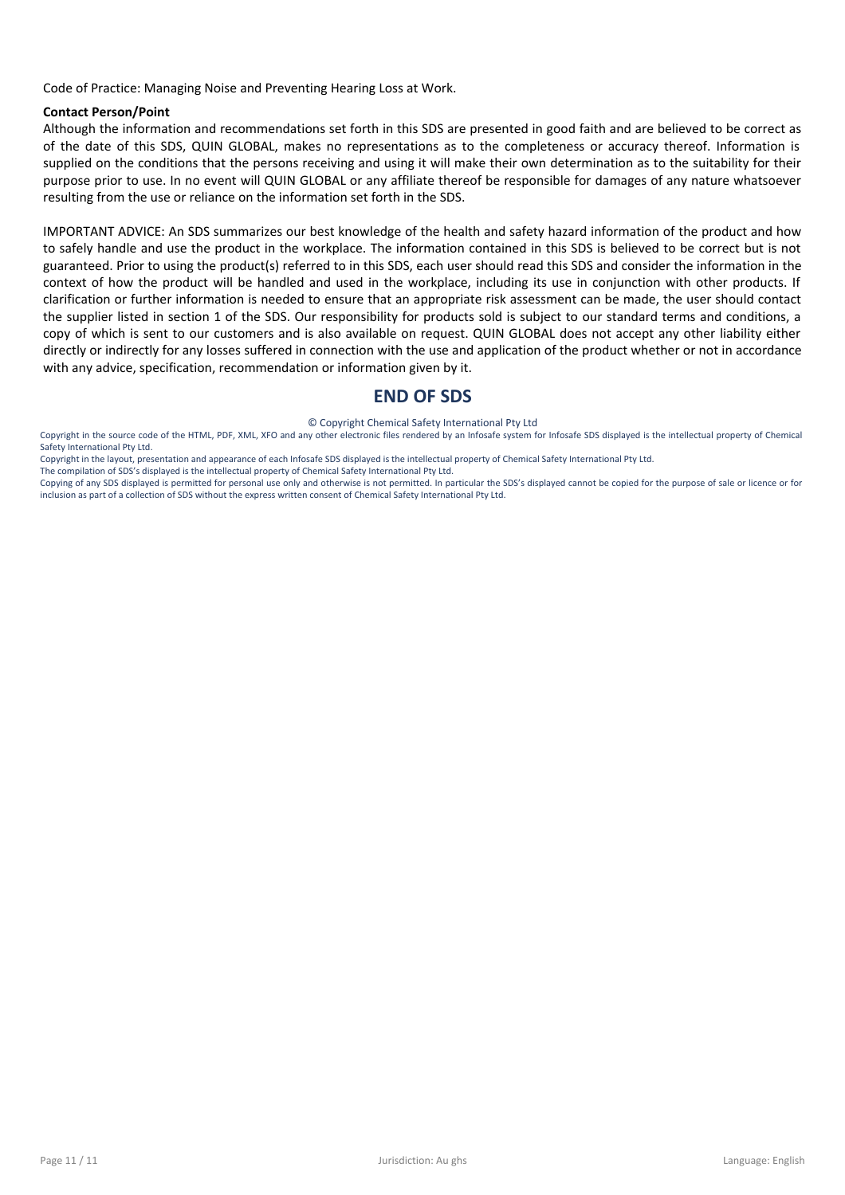Code of Practice: Managing Noise and Preventing Hearing Loss at Work.

**Contact Person/Point**

Although the information and recommendations set forth in this SDS are presented in good faith and are believed to be correct as of the date of this SDS, QUIN GLOBAL, makes no representations as to the completeness or accuracy thereof. Information is supplied on the conditions that the persons receiving and using it will make their own determination as to the suitability for their purpose prior to use. In no event will QUIN GLOBAL or any affiliate thereof be responsible for damages of any nature whatsoever resulting from the use or reliance on the information set forth in the SDS.

IMPORTANT ADVICE: An SDS summarizes our best knowledge of the health and safety hazard information of the product and how to safely handle and use the product in the workplace. The information contained in this SDS is believed to be correct but is not guaranteed. Prior to using the product(s) referred to in this SDS, each user should read this SDS and consider the information in the context of how the product will be handled and used in the workplace, including its use in conjunction with other products. If clarification or further information is needed to ensure that an appropriate risk assessment can be made, the user should contact the supplier listed in section 1 of the SDS. Our responsibility for products sold is subject to our standard terms and conditions, a copy of which is sent to our customers and is also available on request. QUIN GLOBAL does not accept any other liability either directly or indirectly for any losses suffered in connection with the use and application of the product whether or not in accordance with any advice, specification, recommendation or information given by it.

## END OF SDS

© Copyright Chemical Safety International Pty Ltd

Copyright in the source code of the HTML, PDF, XML, XFO and any other electronic files rendered by an Infosafe system for Infosafe SDS displayed is the intellectual property of Chemical Safety International Pty Ltd.

Copyright in the layout, presentation and appearance of each Infosafe SDS displayed is the intellectual property of Chemical Safety International Pty Ltd.

The compilation of SDS's displayed is the intellectual property of Chemical Safety International Pty Ltd.

Copying of any SDS displayed is permitted for personal use only and otherwise is not permitted. In particular the SDS's displayed cannot be copied for the purpose of sale or licence or for inclusion as part of a collection of SDS without the express written consent of Chemical Safety International Pty Ltd.